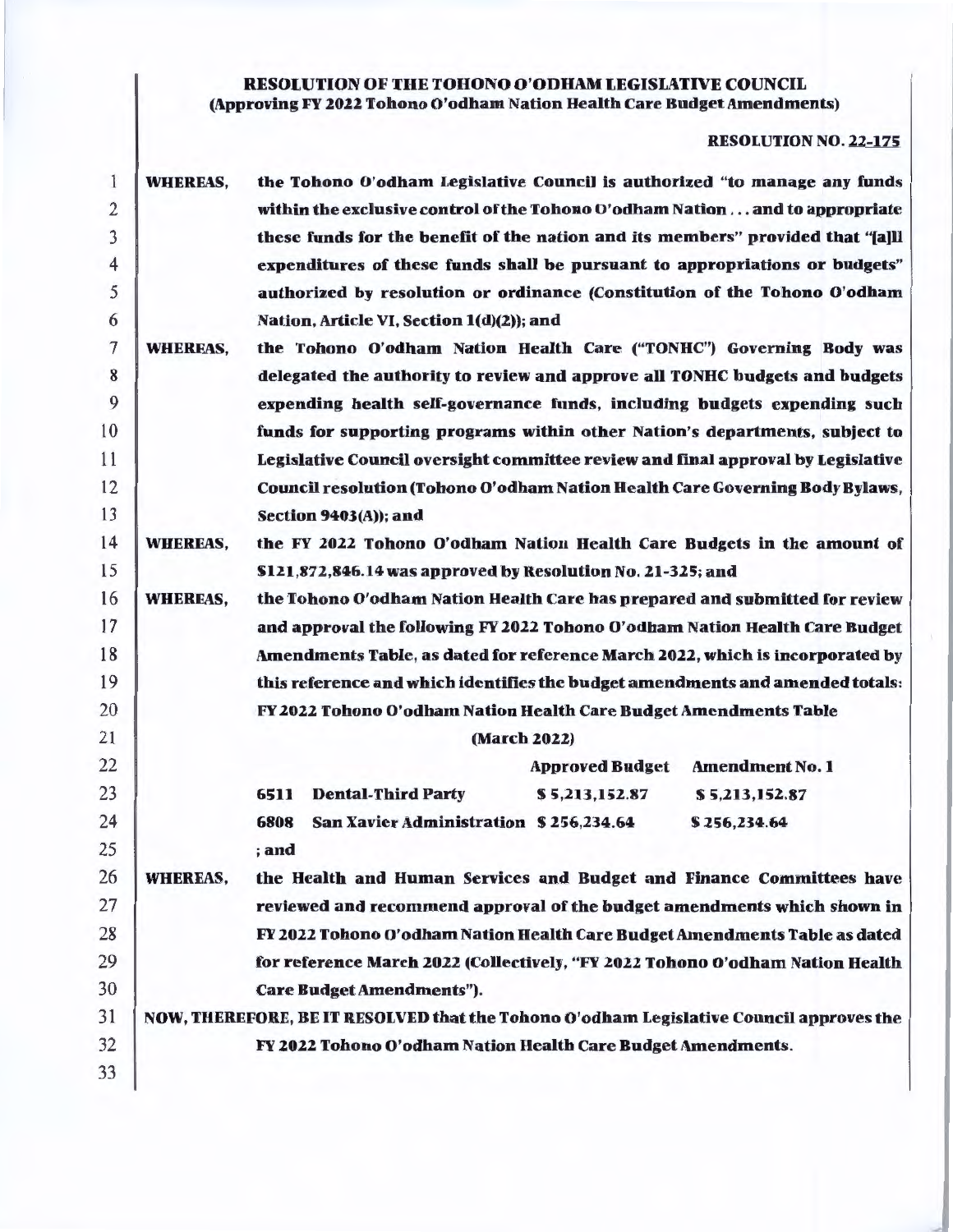**RESOLUTION OF THE TOHONO O'ODHAM LEGISLATIVE COUNCIL**
**(Approving FY 2022 Tohono O'odham Nation Health Care Budget Amendments)**

**RESOLUTION NO. 22-175**

**WHEREAS,** the Tohono O'odham Legislative Council is authorized "to manage any funds within the exclusive control of the Tohono O'odham Nation . . . and to appropriate these funds for the benefit of the nation and its members" provided that "[a]ll expenditures of these funds shall be pursuant to appropriations or budgets" authorized by resolution or ordinance (Constitution of the Tohono O'odham Nation, Article VI, Section 1(d)(2)); and

**WHEREAS,** the Tohono O'odham Nation Health Care ("TONHC") Governing Body was delegated the authority to review and approve all TONHC budgets and budgets expending health self-governance funds, including budgets expending such funds for supporting programs within other Nation's departments, subject to Legislative Council oversight committee review and final approval by Legislative Council resolution (Tohono O'odham Nation Health Care Governing Body Bylaws, Section 9403(A)); and

**WHEREAS,** the FY 2022 Tohono O'odham Nation Health Care Budgets in the amount of $121,872,846.14 was approved by Resolution No. 21-325; and

**WHEREAS,** the Tohono O'odham Nation Health Care has prepared and submitted for review and approval the following FY 2022 Tohono O'odham Nation Health Care Budget Amendments Table, as dated for reference March 2022, which is incorporated by this reference and which identifies the budget amendments and amended totals:

FY 2022 Tohono O'odham Nation Health Care Budget Amendments Table

(March 2022)

| | | Approved Budget | Amendment No. 1 |
|---|---|---|---|
| 6511 | Dental-Third Party | $ 5,213,152.87 | $ 5,213,152.87 |
| 6808 | San Xavier Administration | $ 256,234.64 | $ 256,234.64 |

; and

**WHEREAS,** the Health and Human Services and Budget and Finance Committees have reviewed and recommend approval of the budget amendments which shown in FY 2022 Tohono O'odham Nation Health Care Budget Amendments Table as dated for reference March 2022 (Collectively, "FY 2022 Tohono O'odham Nation Health Care Budget Amendments").

**NOW, THEREFORE, BE IT RESOLVED** that the Tohono O'odham Legislative Council approves the FY 2022 Tohono O'odham Nation Health Care Budget Amendments.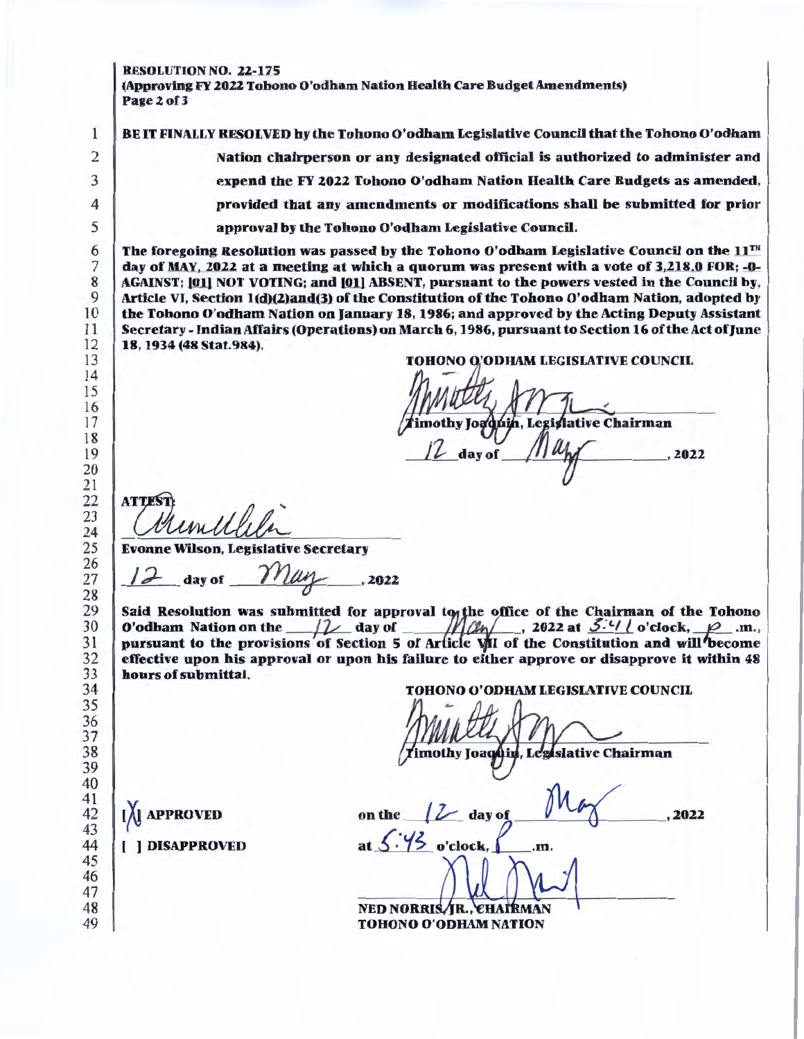**RESOLUTION NO. 22-175**
**(Approving FY 2022 Tohono O'odham Nation Health Care Budget Amendments)**
**Page 2 of 3**

**BE IT FINALLY RESOLVED by the Tohono O'odham Legislative Council that the Tohono O'odham Nation chairperson or any designated official is authorized to administer and expend the FY 2022 Tohono O'odham Nation Health Care Budgets as amended, provided that any amendments or modifications shall be submitted for prior approval by the Tohono O'odham Legislative Council.**

**The foregoing Resolution was passed by the Tohono O'odham Legislative Council on the 11TH day of MAY, 2022 at a meeting at which a quorum was present with a vote of 3,218.0 FOR; -0- AGAINST; [01] NOT VOTING; and [01] ABSENT, pursuant to the powers vested in the Council by, Article VI, Section 1(d)(2)and(3) of the Constitution of the Tohono O'odham Nation, adopted by the Tohono O'odham Nation on January 18, 1986; and approved by the Acting Deputy Assistant Secretary - Indian Affairs (Operations) on March 6, 1986, pursuant to Section 16 of the Act of June 18, 1934 (48 Stat.984).**

**TOHONO O'ODHAM LEGISLATIVE COUNCIL**

[signature]

**Timothy Joaquin, Legislative Chairman**

12 **day of** May **, 2022**

**ATTEST:**

[signature]

**Evonne Wilson, Legislative Secretary**

12 **day of** May **, 2022**

**Said Resolution was submitted for approval to the office of the Chairman of the Tohono O'odham Nation on the** 12 **day of** May **, 2022 at** 5:41 **o'clock,** p **.m., pursuant to the provisions of Section 5 of Article VII of the Constitution and will become effective upon his approval or upon his failure to either approve or disapprove it within 48 hours of submittal.**

**TOHONO O'ODHAM LEGISLATIVE COUNCIL**

[signature]

**Timothy Joaquin, Legislative Chairman**

**[X] APPROVED** **on the** 12 **day of** May **, 2022**

**[ ] DISAPPROVED** **at** 5:43 **o'clock,** p **.m.**

[signature]

**NED NORRIS, JR., CHAIRMAN**
**TOHONO O'ODHAM NATION**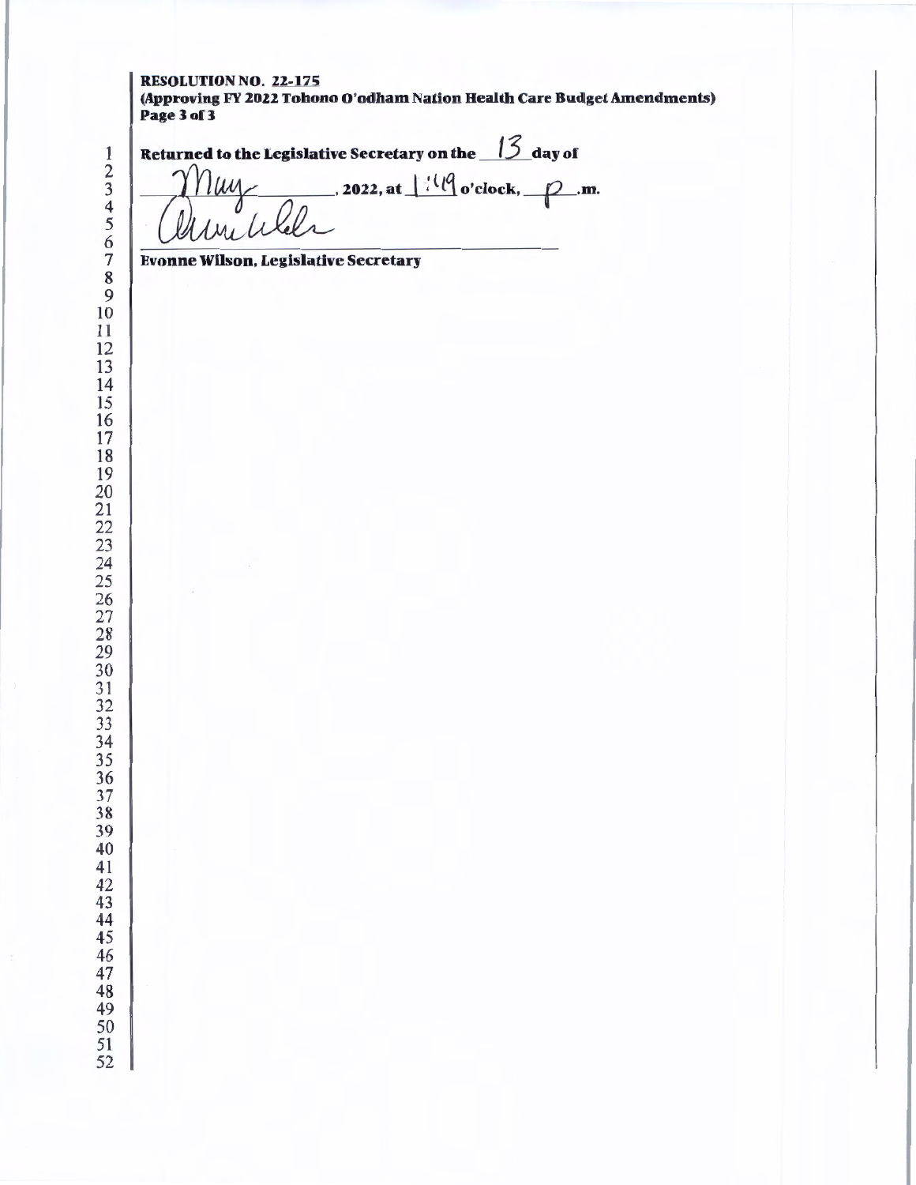**RESOLUTION NO. 22-175**
**(Approving FY 2022 Tohono O'odham Nation Health Care Budget Amendments)**

**Returned to the Legislative Secretary on the** 13 **day of** May**, 2022, at** 1:49 **o'clock,** p**.m.**

_______________________________
**Evonne Wilson, Legislative Secretary**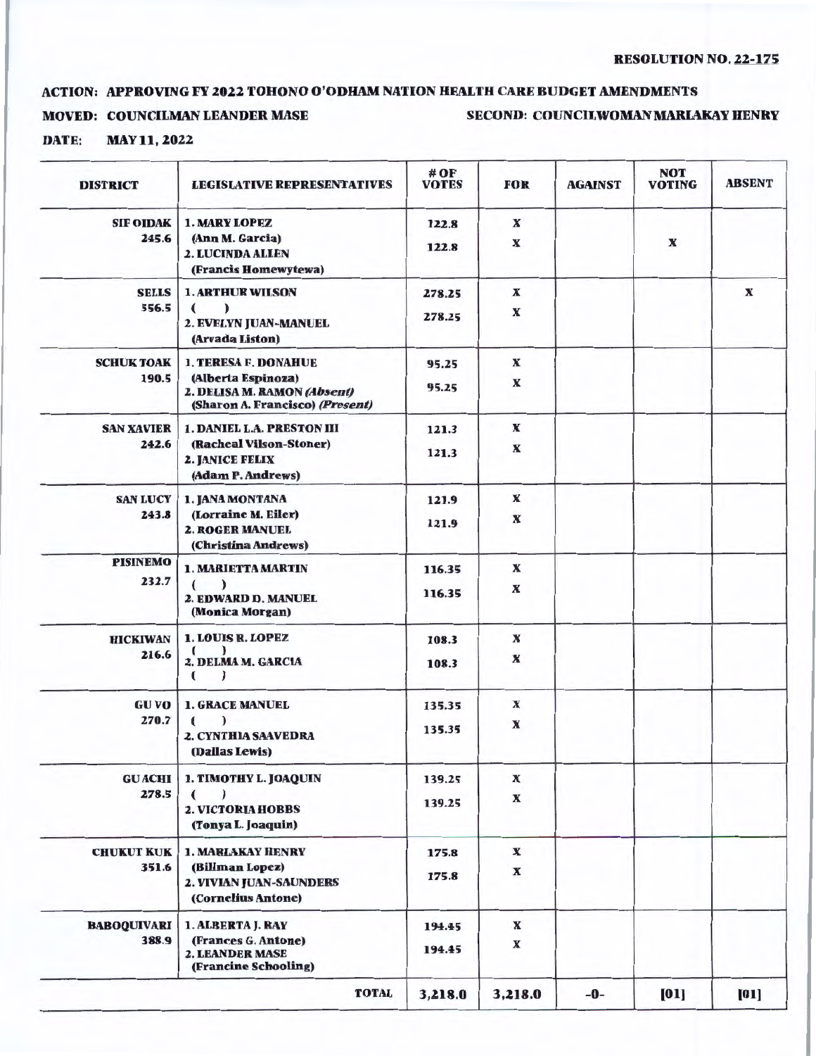**RESOLUTION NO. 22-175**

**ACTION: APPROVING FY 2022 TOHONO O'ODHAM NATION HEALTH CARE BUDGET AMENDMENTS**

**MOVED: COUNCILMAN LEANDER MASE** **SECOND: COUNCILWOMAN MARLAKAY HENRY**

**DATE: MAY 11, 2022**

| DISTRICT | LEGISLATIVE REPRESENTATIVES | # OF VOTES | FOR | AGAINST | NOT VOTING | ABSENT |
|---|---|---|---|---|---|---|
| SIF OIDAK 245.6 | 1. MARY LOPEZ (Ann M. Garcia) | 122.8 | X | | | |
| | 2. LUCINDA ALLEN (Francis Homewytewa) | 122.8 | X | | X | |
| SELLS 556.5 | 1. ARTHUR WILSON ( ) | 278.25 | X | | | X |
| | 2. EVELYN JUAN-MANUEL (Arvada Liston) | 278.25 | X | | | |
| SCHUK TOAK 190.5 | 1. TERESA F. DONAHUE (Alberta Espinoza) | 95.25 | X | | | |
| | 2. DELISA M. RAMON *(Absent)* (Sharon A. Francisco) *(Present)* | 95.25 | X | | | |
| SAN XAVIER 242.6 | 1. DANIEL L.A. PRESTON III (Racheal Vilson-Stoner) | 121.3 | X | | | |
| | 2. JANICE FELIX (Adam P. Andrews) | 121.3 | X | | | |
| SAN LUCY 243.8 | 1. JANA MONTANA (Lorraine M. Eiler) | 121.9 | X | | | |
| | 2. ROGER MANUEL (Christina Andrews) | 121.9 | X | | | |
| PISINEMO 232.7 | 1. MARIETTA MARTIN ( ) | 116.35 | X | | | |
| | 2. EDWARD D. MANUEL (Monica Morgan) | 116.35 | X | | | |
| HICKIWAN 216.6 | 1. LOUIS R. LOPEZ ( ) | 108.3 | X | | | |
| | 2. DELMA M. GARCIA ( ) | 108.3 | X | | | |
| GU VO 270.7 | 1. GRACE MANUEL ( ) | 135.35 | X | | | |
| | 2. CYNTHIA SAAVEDRA (Dallas Lewis) | 135.35 | X | | | |
| GU ACHI 278.5 | 1. TIMOTHY L. JOAQUIN ( ) | 139.25 | X | | | |
| | 2. VICTORIA HOBBS (Tonya L. Joaquin) | 139.25 | X | | | |
| CHUKUT KUK 351.6 | 1. MARLAKAY HENRY (Billman Lopez) | 175.8 | X | | | |
| | 2. VIVIAN JUAN-SAUNDERS (Cornelius Antone) | 175.8 | X | | | |
| BABOQUIVARI 388.9 | 1. ALBERTA J. RAY (Frances G. Antone) | 194.45 | X | | | |
| | 2. LEANDER MASE (Francine Schooling) | 194.45 | X | | | |
| | **TOTAL** | **3,218.0** | **3,218.0** | **-0-** | **[01]** | **[01]** |